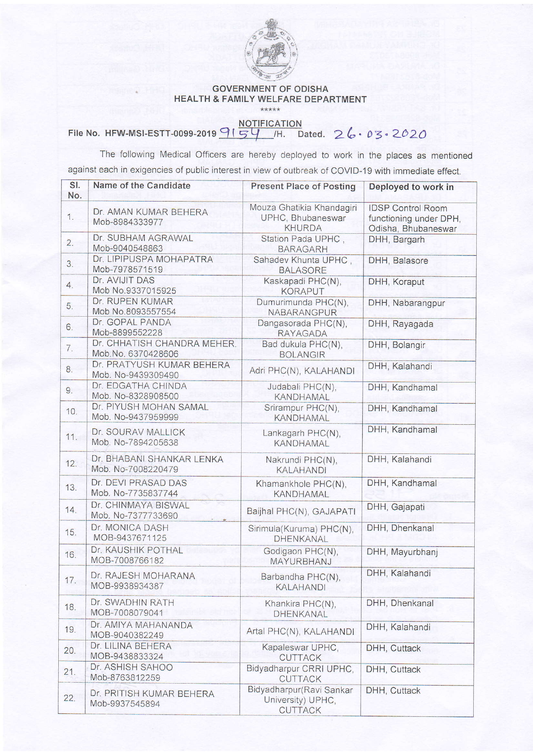**GOVERNMENT OF ODISHA**
**HEALTH & FAMILY WELFARE DEPARTMENT**

\*\*\*\*\*

## NOTIFICATION

File No. HFW-MSI-ESTT-0099-2019 9154 /H. Dated. 26.03.2020

The following Medical Officers are hereby deployed to work in the places as mentioned against each in exigencies of public interest in view of outbreak of COVID-19 with immediate effect.

| Sl. No. | Name of the Candidate | Present Place of Posting | Deployed to work in |
|---|---|---|---|
| 1. | Dr. AMAN KUMAR BEHERA Mob-8984333977 | Mouza Ghatikia Khandagiri UPHC, Bhubaneswar KHURDA | IDSP Control Room functioning under DPH, Odisha, Bhubaneswar |
| 2. | Dr. SUBHAM AGRAWAL Mob-9040548863 | Station Pada UPHC, BARAGARH | DHH, Bargarh |
| 3. | Dr. LIPIPUSPA MOHAPATRA Mob-7978571519 | Sahadev Khunta UPHC, BALASORE | DHH, Balasore |
| 4. | Dr. AVIJIT DAS Mob No.9337015925 | Kaskapadi PHC(N), KORAPUT | DHH, Koraput |
| 5. | Dr. RUPEN KUMAR Mob No.8093557554 | Dumurimunda PHC(N), NABARANGPUR | DHH, Nabarangpur |
| 6. | Dr. GOPAL PANDA Mob-8899552228 | Dangasorada PHC(N), RAYAGADA | DHH, Rayagada |
| 7. | Dr. CHHATISH CHANDRA MEHER. Mob.No. 6370428606 | Bad dukula PHC(N), BOLANGIR | DHH, Bolangir |
| 8. | Dr. PRATYUSH KUMAR BEHERA Mob. No-9439309490 | Adri PHC(N), KALAHANDI | DHH, Kalahandi |
| 9. | Dr. EDGATHA CHINDA Mob. No-8328908500 | Judabali PHC(N), KANDHAMAL | DHH, Kandhamal |
| 10. | Dr. PIYUSH MOHAN SAMAL Mob. No-9437959999 | Srirampur PHC(N), KANDHAMAL | DHH, Kandhamal |
| 11. | Dr. SOURAV MALLICK Mob. No-7894205638 | Lankagarh PHC(N), KANDHAMAL | DHH, Kandhamal |
| 12. | Dr. BHABANI SHANKAR LENKA Mob. No-7008220479 | Nakrundi PHC(N), KALAHANDI | DHH, Kalahandi |
| 13. | Dr. DEVI PRASAD DAS Mob. No-7735837744 | Khamankhole PHC(N), KANDHAMAL | DHH, Kandhamal |
| 14. | Dr. CHINMAYA BISWAL Mob. No-7377733690 | Baijhal PHC(N), GAJAPATI | DHH, Gajapati |
| 15. | Dr. MONICA DASH MOB-9437671125 | Sirimula(Kuruma) PHC(N), DHENKANAL | DHH, Dhenkanal |
| 16. | Dr. KAUSHIK POTHAL MOB-7008766182 | Godigaon PHC(N), MAYURBHANJ | DHH, Mayurbhanj |
| 17. | Dr. RAJESH MOHARANA MOB-9938934387 | Barbandha PHC(N), KALAHANDI | DHH, Kalahandi |
| 18. | Dr. SWADHIN RATH MOB-7008079041 | Khankira PHC(N), DHENKANAL | DHH, Dhenkanal |
| 19. | Dr. AMIYA MAHANANDA MOB-9040382249 | Artal PHC(N), KALAHANDI | DHH, Kalahandi |
| 20. | Dr. LILINA BEHERA MOB-9438833324 | Kapaleswar UPHC, CUTTACK | DHH, Cuttack |
| 21. | Dr. ASHISH SAHOO Mob-8763812259 | Bidyadharpur CRRI UPHC, CUTTACK | DHH, Cuttack |
| 22. | Dr. PRITISH KUMAR BEHERA Mob-9937545894 | Bidyadharpur(Ravi Sankar University) UPHC, CUTTACK | DHH, Cuttack |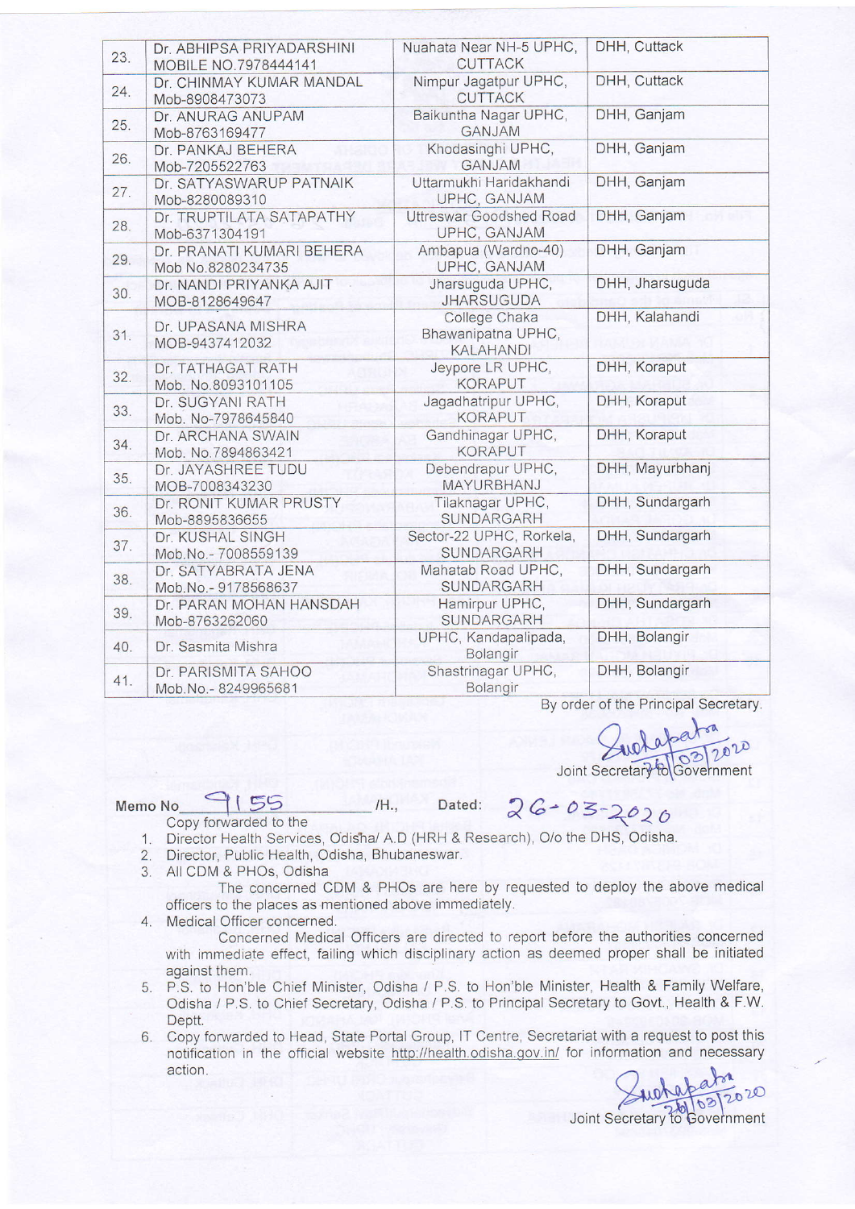| | | | |
|---|---|---|---|
| 23. | Dr. ABHIPSA PRIYADARSHINI MOBILE NO.7978444141 | Nuahata Near NH-5 UPHC, CUTTACK | DHH, Cuttack |
| 24. | Dr. CHINMAY KUMAR MANDAL Mob-8908473073 | Nimpur Jagatpur UPHC, CUTTACK | DHH, Cuttack |
| 25. | Dr. ANURAG ANUPAM Mob-8763169477 | Baikuntha Nagar UPHC, GANJAM | DHH, Ganjam |
| 26. | Dr. PANKAJ BEHERA Mob-7205522763 | Khodasinghi UPHC, GANJAM | DHH, Ganjam |
| 27. | Dr. SATYASWARUP PATNAIK Mob-8280089310 | Uttarmukhi Haridakhandi UPHC, GANJAM | DHH, Ganjam |
| 28. | Dr. TRUPTILATA SATAPATHY Mob-6371304191 | Uttreswar Goodshed Road UPHC, GANJAM | DHH, Ganjam |
| 29. | Dr. PRANATI KUMARI BEHERA Mob No.8280234735 | Ambapua (Wardno-40) UPHC, GANJAM | DHH, Ganjam |
| 30. | Dr. NANDI PRIYANKA AJIT MOB-8128649647 | Jharsuguda UPHC, JHARSUGUDA | DHH, Jharsuguda |
| 31. | Dr. UPASANA MISHRA MOB-9437412032 | College Chaka Bhawanipatna UPHC, KALAHANDI | DHH, Kalahandi |
| 32. | Dr. TATHAGAT RATH Mob. No.8093101105 | Jeypore LR UPHC, KORAPUT | DHH, Koraput |
| 33. | Dr. SUGYANI RATH Mob. No-7978645840 | Jagadhatripur UPHC, KORAPUT | DHH, Koraput |
| 34. | Dr. ARCHANA SWAIN Mob. No.7894863421 | Gandhinagar UPHC, KORAPUT | DHH, Koraput |
| 35. | Dr. JAYASHREE TUDU MOB-7008343230 | Debendrapur UPHC, MAYURBHANJ | DHH, Mayurbhanj |
| 36. | Dr. RONIT KUMAR PRUSTY Mob-8895836655 | Tilaknagar UPHC, SUNDARGARH | DHH, Sundargarh |
| 37. | Dr. KUSHAL SINGH Mob.No.- 7008559139 | Sector-22 UPHC, Rorkela, SUNDARGARH | DHH, Sundargarh |
| 38. | Dr. SATYABRATA JENA Mob.No.- 9178568637 | Mahatab Road UPHC, SUNDARGARH | DHH, Sundargarh |
| 39. | Dr. PARAN MOHAN HANSDAH Mob-8763262060 | Hamirpur UPHC, SUNDARGARH | DHH, Sundargarh |
| 40. | Dr. Sasmita Mishra | UPHC, Kandapalipada, Bolangir | DHH, Bolangir |
| 41. | Dr. PARISMITA SAHOO Mob.No.- 8249965681 | Shastrinagar UPHC, Bolangir | DHH, Bolangir |

By order of the Principal Secretary.

Joint Secretary to Government

Memo No 9155 /H., Dated: 26-03-2020

Copy forwarded to the

1. Director Health Services, Odisha/ A.D (HRH & Research), O/o the DHS, Odisha.
2. Director, Public Health, Odisha, Bhubaneswar.
3. All CDM & PHOs, Odisha

   The concerned CDM & PHOs are here by requested to deploy the above medical officers to the places as mentioned above immediately.
4. Medical Officer concerned.

   Concerned Medical Officers are directed to report before the authorities concerned with immediate effect, failing which disciplinary action as deemed proper shall be initiated against them.
5. P.S. to Hon'ble Chief Minister, Odisha / P.S. to Hon'ble Minister, Health & Family Welfare, Odisha / P.S. to Chief Secretary, Odisha / P.S. to Principal Secretary to Govt., Health & F.W. Deptt.
6. Copy forwarded to Head, State Portal Group, IT Centre, Secretariat with a request to post this notification in the official website http://health.odisha.gov.in/ for information and necessary action.

Joint Secretary to Government